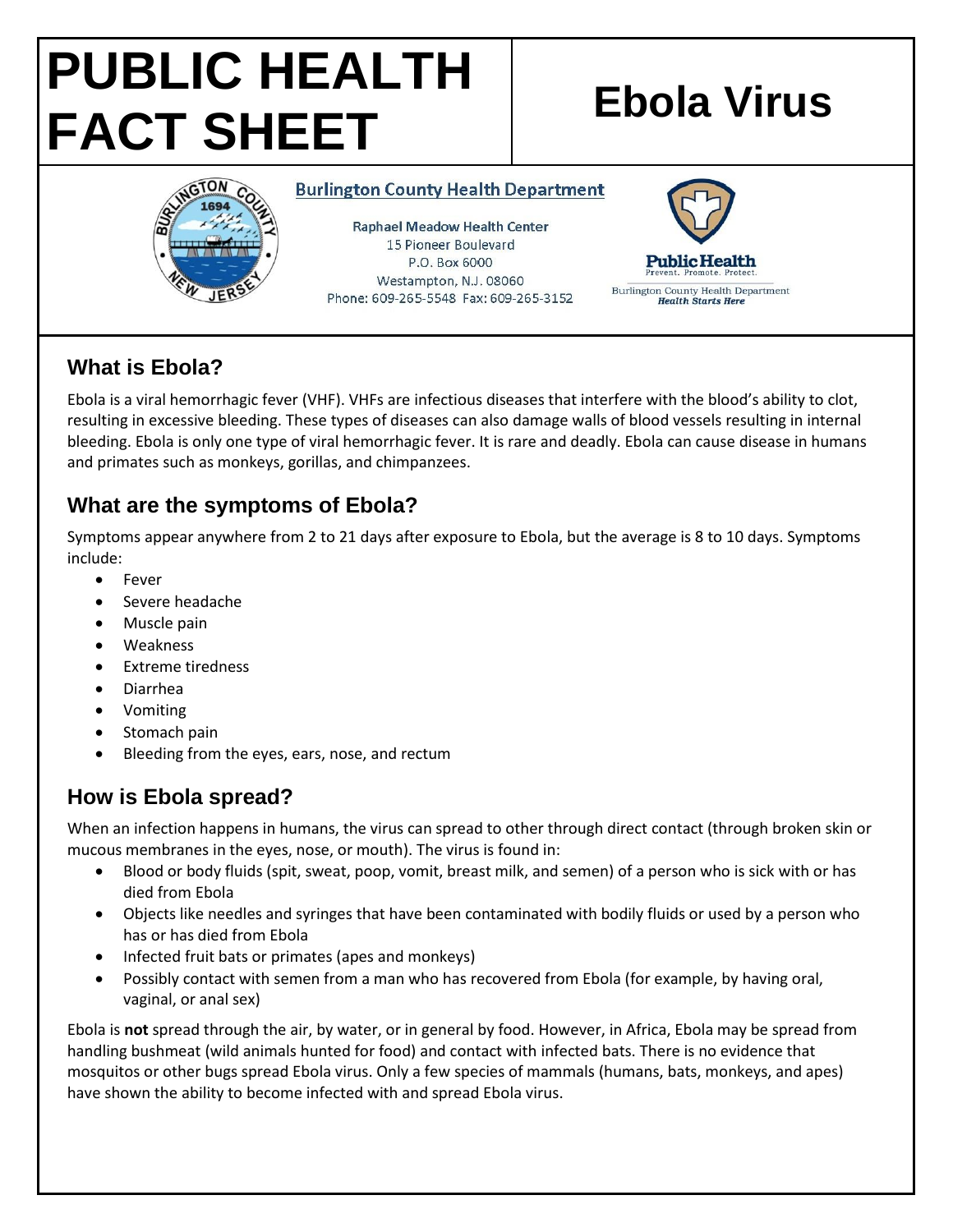# PUBLIC HEALTH FACT SHEET

# Ebola Virus

**Burlington County Health Department**

Raphael Meadow Health Center
15 Pioneer Boulevard
P.O. Box 6000
Westampton, N.J. 08060
Phone: 609-265-5548 Fax: 609-265-3152

Public Health
Prevent. Promote. Protect.
Burlington County Health Department
*Health Starts Here*

## What is Ebola?

Ebola is a viral hemorrhagic fever (VHF). VHFs are infectious diseases that interfere with the blood's ability to clot, resulting in excessive bleeding. These types of diseases can also damage walls of blood vessels resulting in internal bleeding. Ebola is only one type of viral hemorrhagic fever. It is rare and deadly. Ebola can cause disease in humans and primates such as monkeys, gorillas, and chimpanzees.

## What are the symptoms of Ebola?

Symptoms appear anywhere from 2 to 21 days after exposure to Ebola, but the average is 8 to 10 days. Symptoms include:

- Fever
- Severe headache
- Muscle pain
- Weakness
- Extreme tiredness
- Diarrhea
- Vomiting
- Stomach pain
- Bleeding from the eyes, ears, nose, and rectum

## How is Ebola spread?

When an infection happens in humans, the virus can spread to other through direct contact (through broken skin or mucous membranes in the eyes, nose, or mouth). The virus is found in:

- Blood or body fluids (spit, sweat, poop, vomit, breast milk, and semen) of a person who is sick with or has died from Ebola
- Objects like needles and syringes that have been contaminated with bodily fluids or used by a person who has or has died from Ebola
- Infected fruit bats or primates (apes and monkeys)
- Possibly contact with semen from a man who has recovered from Ebola (for example, by having oral, vaginal, or anal sex)

Ebola is **not** spread through the air, by water, or in general by food. However, in Africa, Ebola may be spread from handling bushmeat (wild animals hunted for food) and contact with infected bats. There is no evidence that mosquitos or other bugs spread Ebola virus. Only a few species of mammals (humans, bats, monkeys, and apes) have shown the ability to become infected with and spread Ebola virus.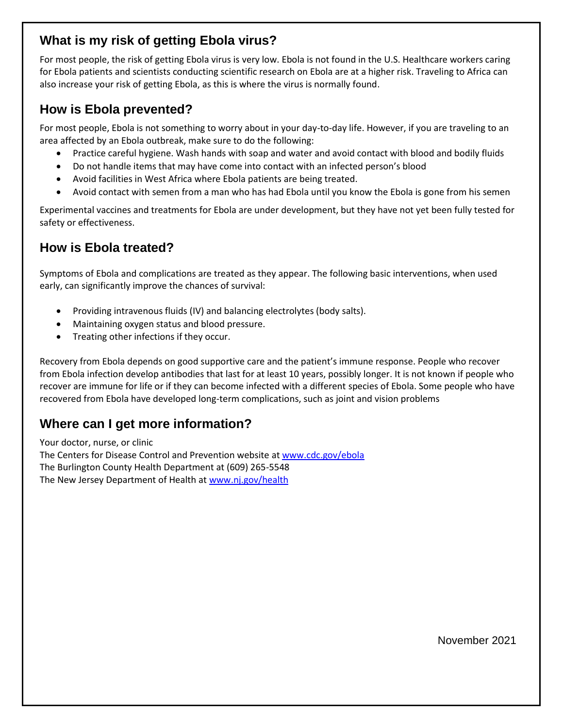## What is my risk of getting Ebola virus?

For most people, the risk of getting Ebola virus is very low. Ebola is not found in the U.S. Healthcare workers caring for Ebola patients and scientists conducting scientific research on Ebola are at a higher risk. Traveling to Africa can also increase your risk of getting Ebola, as this is where the virus is normally found.

## How is Ebola prevented?

For most people, Ebola is not something to worry about in your day-to-day life. However, if you are traveling to an area affected by an Ebola outbreak, make sure to do the following:

- Practice careful hygiene. Wash hands with soap and water and avoid contact with blood and bodily fluids
- Do not handle items that may have come into contact with an infected person's blood
- Avoid facilities in West Africa where Ebola patients are being treated.
- Avoid contact with semen from a man who has had Ebola until you know the Ebola is gone from his semen

Experimental vaccines and treatments for Ebola are under development, but they have not yet been fully tested for safety or effectiveness.

## How is Ebola treated?

Symptoms of Ebola and complications are treated as they appear. The following basic interventions, when used early, can significantly improve the chances of survival:

- Providing intravenous fluids (IV) and balancing electrolytes (body salts).
- Maintaining oxygen status and blood pressure.
- Treating other infections if they occur.

Recovery from Ebola depends on good supportive care and the patient's immune response. People who recover from Ebola infection develop antibodies that last for at least 10 years, possibly longer. It is not known if people who recover are immune for life or if they can become infected with a different species of Ebola. Some people who have recovered from Ebola have developed long-term complications, such as joint and vision problems

## Where can I get more information?

Your doctor, nurse, or clinic
The Centers for Disease Control and Prevention website at www.cdc.gov/ebola
The Burlington County Health Department at (609) 265-5548
The New Jersey Department of Health at www.nj.gov/health

November 2021